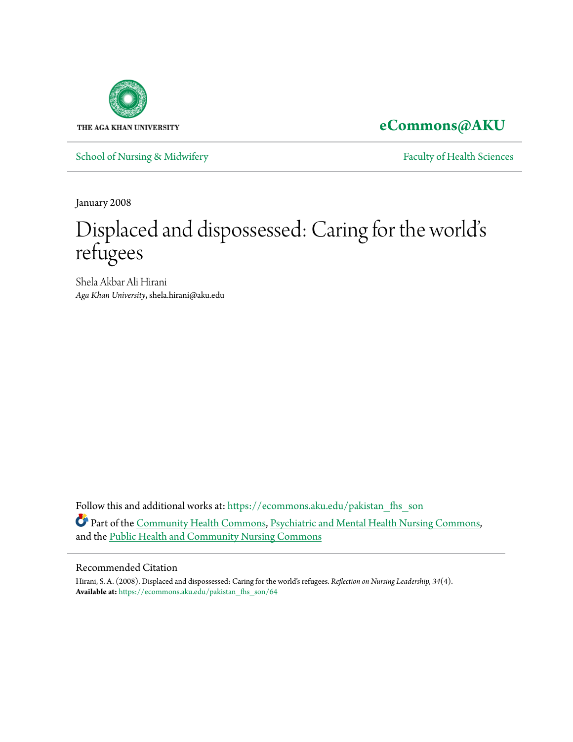THE AGA KHAN UNIVERSITY

**eCommons@AKU**

School of Nursing & Midwifery | Faculty of Health Sciences

January 2008

# Displaced and dispossessed: Caring for the world's refugees

Shela Akbar Ali Hirani
*Aga Khan University*, shela.hirani@aku.edu

Follow this and additional works at: https://ecommons.aku.edu/pakistan_fhs_son

Part of the Community Health Commons, Psychiatric and Mental Health Nursing Commons, and the Public Health and Community Nursing Commons

## Recommended Citation

Hirani, S. A. (2008). Displaced and dispossessed: Caring for the world's refugees. *Reflection on Nursing Leadership, 34*(4).
**Available at:** https://ecommons.aku.edu/pakistan_fhs_son/64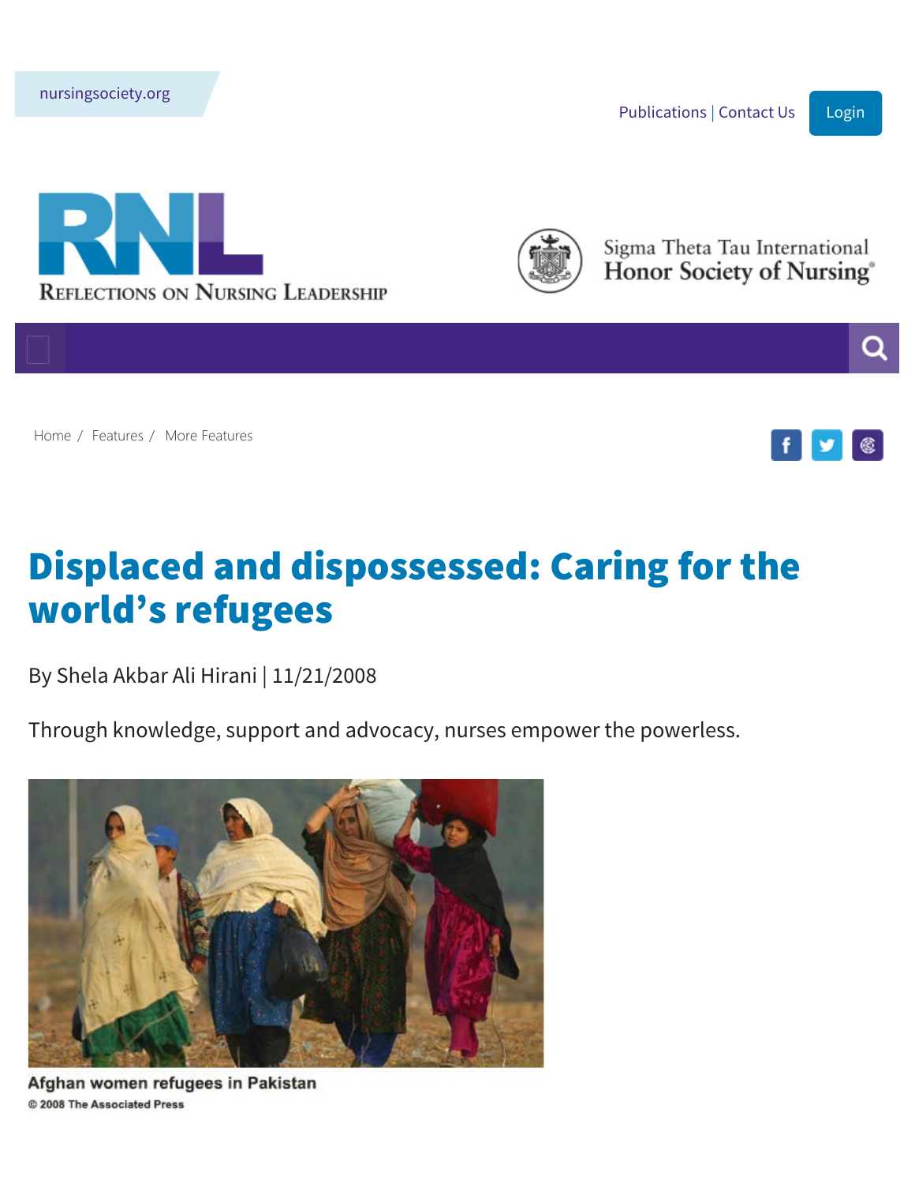nursingsociety.org

Publications | Contact Us Login

Reflections on Nursing Leadership

Sigma Theta Tau International Honor Society of Nursing

Home / Features / More Features

# Displaced and dispossessed: Caring for the world's refugees

By Shela Akbar Ali Hirani | 11/21/2008

Through knowledge, support and advocacy, nurses empower the powerless.

Afghan women refugees in Pakistan

© 2008 The Associated Press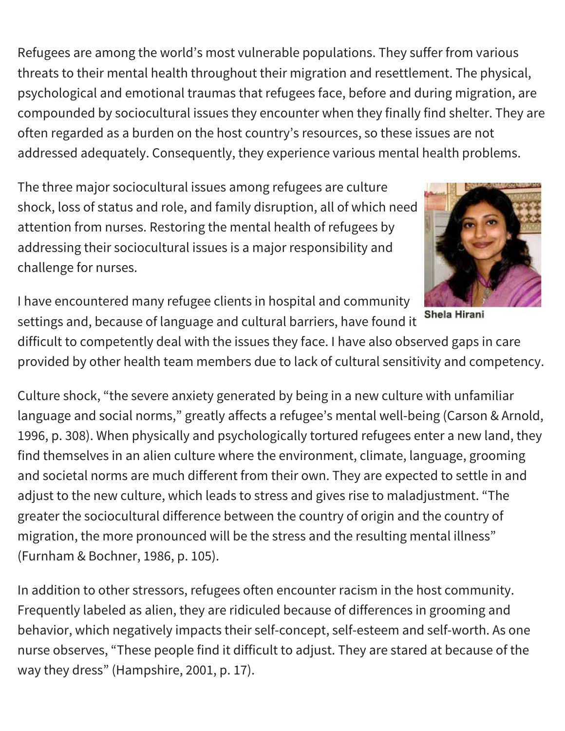Refugees are among the world's most vulnerable populations. They suffer from various threats to their mental health throughout their migration and resettlement. The physical, psychological and emotional traumas that refugees face, before and during migration, are compounded by sociocultural issues they encounter when they finally find shelter. They are often regarded as a burden on the host country's resources, so these issues are not addressed adequately. Consequently, they experience various mental health problems.

The three major sociocultural issues among refugees are culture shock, loss of status and role, and family disruption, all of which need attention from nurses. Restoring the mental health of refugees by addressing their sociocultural issues is a major responsibility and challenge for nurses.

Shela Hirani

I have encountered many refugee clients in hospital and community settings and, because of language and cultural barriers, have found it difficult to competently deal with the issues they face. I have also observed gaps in care provided by other health team members due to lack of cultural sensitivity and competency.

Culture shock, "the severe anxiety generated by being in a new culture with unfamiliar language and social norms," greatly affects a refugee's mental well-being (Carson & Arnold, 1996, p. 308). When physically and psychologically tortured refugees enter a new land, they find themselves in an alien culture where the environment, climate, language, grooming and societal norms are much different from their own. They are expected to settle in and adjust to the new culture, which leads to stress and gives rise to maladjustment. "The greater the sociocultural difference between the country of origin and the country of migration, the more pronounced will be the stress and the resulting mental illness" (Furnham & Bochner, 1986, p. 105).

In addition to other stressors, refugees often encounter racism in the host community. Frequently labeled as alien, they are ridiculed because of differences in grooming and behavior, which negatively impacts their self-concept, self-esteem and self-worth. As one nurse observes, "These people find it difficult to adjust. They are stared at because of the way they dress" (Hampshire, 2001, p. 17).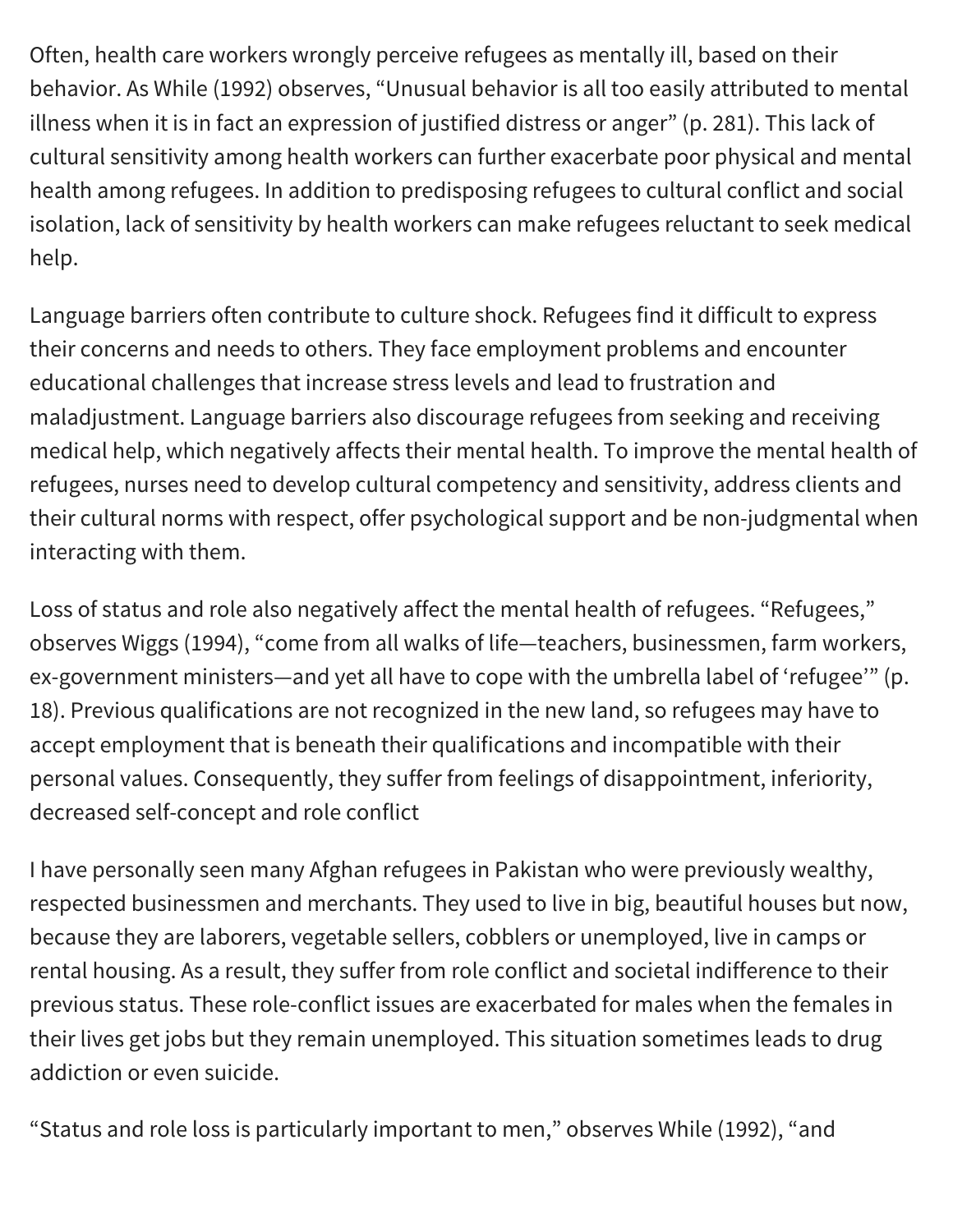Often, health care workers wrongly perceive refugees as mentally ill, based on their behavior. As While (1992) observes, "Unusual behavior is all too easily attributed to mental illness when it is in fact an expression of justified distress or anger" (p. 281). This lack of cultural sensitivity among health workers can further exacerbate poor physical and mental health among refugees. In addition to predisposing refugees to cultural conflict and social isolation, lack of sensitivity by health workers can make refugees reluctant to seek medical help.

Language barriers often contribute to culture shock. Refugees find it difficult to express their concerns and needs to others. They face employment problems and encounter educational challenges that increase stress levels and lead to frustration and maladjustment. Language barriers also discourage refugees from seeking and receiving medical help, which negatively affects their mental health. To improve the mental health of refugees, nurses need to develop cultural competency and sensitivity, address clients and their cultural norms with respect, offer psychological support and be non-judgmental when interacting with them.

Loss of status and role also negatively affect the mental health of refugees. "Refugees," observes Wiggs (1994), "come from all walks of life—teachers, businessmen, farm workers, ex-government ministers—and yet all have to cope with the umbrella label of 'refugee'" (p. 18). Previous qualifications are not recognized in the new land, so refugees may have to accept employment that is beneath their qualifications and incompatible with their personal values. Consequently, they suffer from feelings of disappointment, inferiority, decreased self-concept and role conflict

I have personally seen many Afghan refugees in Pakistan who were previously wealthy, respected businessmen and merchants. They used to live in big, beautiful houses but now, because they are laborers, vegetable sellers, cobblers or unemployed, live in camps or rental housing. As a result, they suffer from role conflict and societal indifference to their previous status. These role-conflict issues are exacerbated for males when the females in their lives get jobs but they remain unemployed. This situation sometimes leads to drug addiction or even suicide.

"Status and role loss is particularly important to men," observes While (1992), "and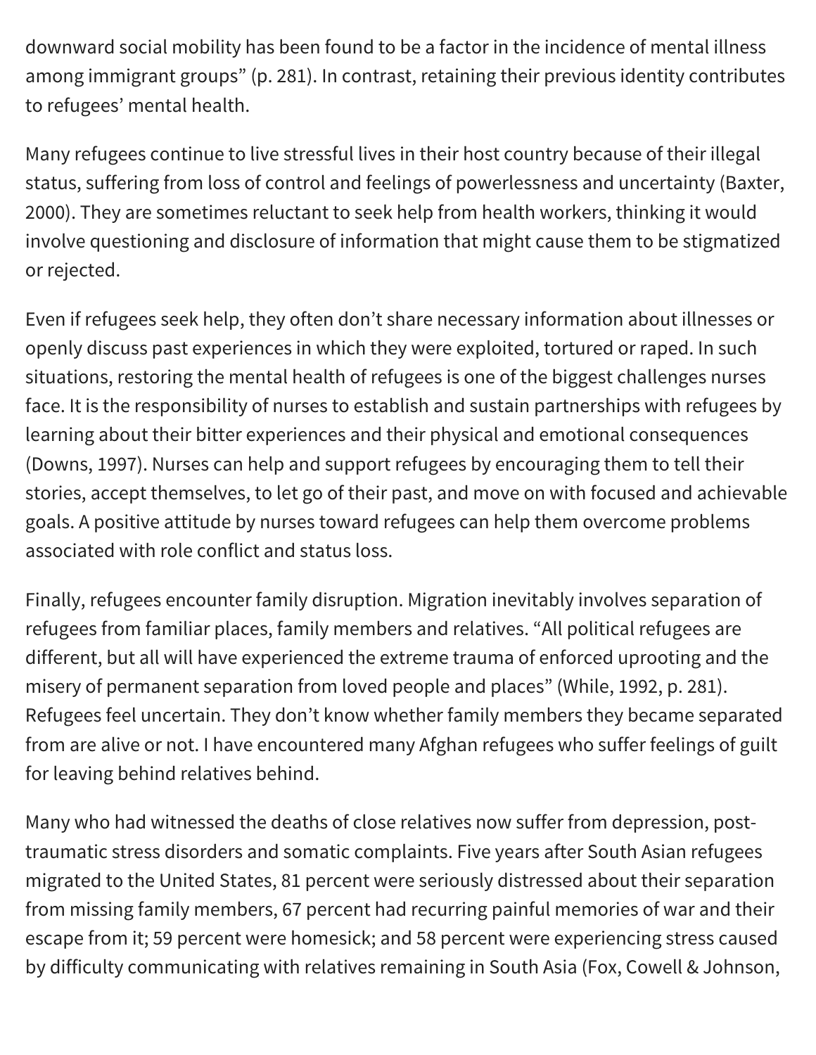downward social mobility has been found to be a factor in the incidence of mental illness among immigrant groups" (p. 281). In contrast, retaining their previous identity contributes to refugees' mental health.

Many refugees continue to live stressful lives in their host country because of their illegal status, suffering from loss of control and feelings of powerlessness and uncertainty (Baxter, 2000). They are sometimes reluctant to seek help from health workers, thinking it would involve questioning and disclosure of information that might cause them to be stigmatized or rejected.

Even if refugees seek help, they often don't share necessary information about illnesses or openly discuss past experiences in which they were exploited, tortured or raped. In such situations, restoring the mental health of refugees is one of the biggest challenges nurses face. It is the responsibility of nurses to establish and sustain partnerships with refugees by learning about their bitter experiences and their physical and emotional consequences (Downs, 1997). Nurses can help and support refugees by encouraging them to tell their stories, accept themselves, to let go of their past, and move on with focused and achievable goals. A positive attitude by nurses toward refugees can help them overcome problems associated with role conflict and status loss.

Finally, refugees encounter family disruption. Migration inevitably involves separation of refugees from familiar places, family members and relatives. "All political refugees are different, but all will have experienced the extreme trauma of enforced uprooting and the misery of permanent separation from loved people and places" (While, 1992, p. 281). Refugees feel uncertain. They don't know whether family members they became separated from are alive or not. I have encountered many Afghan refugees who suffer feelings of guilt for leaving behind relatives behind.

Many who had witnessed the deaths of close relatives now suffer from depression, post-traumatic stress disorders and somatic complaints. Five years after South Asian refugees migrated to the United States, 81 percent were seriously distressed about their separation from missing family members, 67 percent had recurring painful memories of war and their escape from it; 59 percent were homesick; and 58 percent were experiencing stress caused by difficulty communicating with relatives remaining in South Asia (Fox, Cowell & Johnson,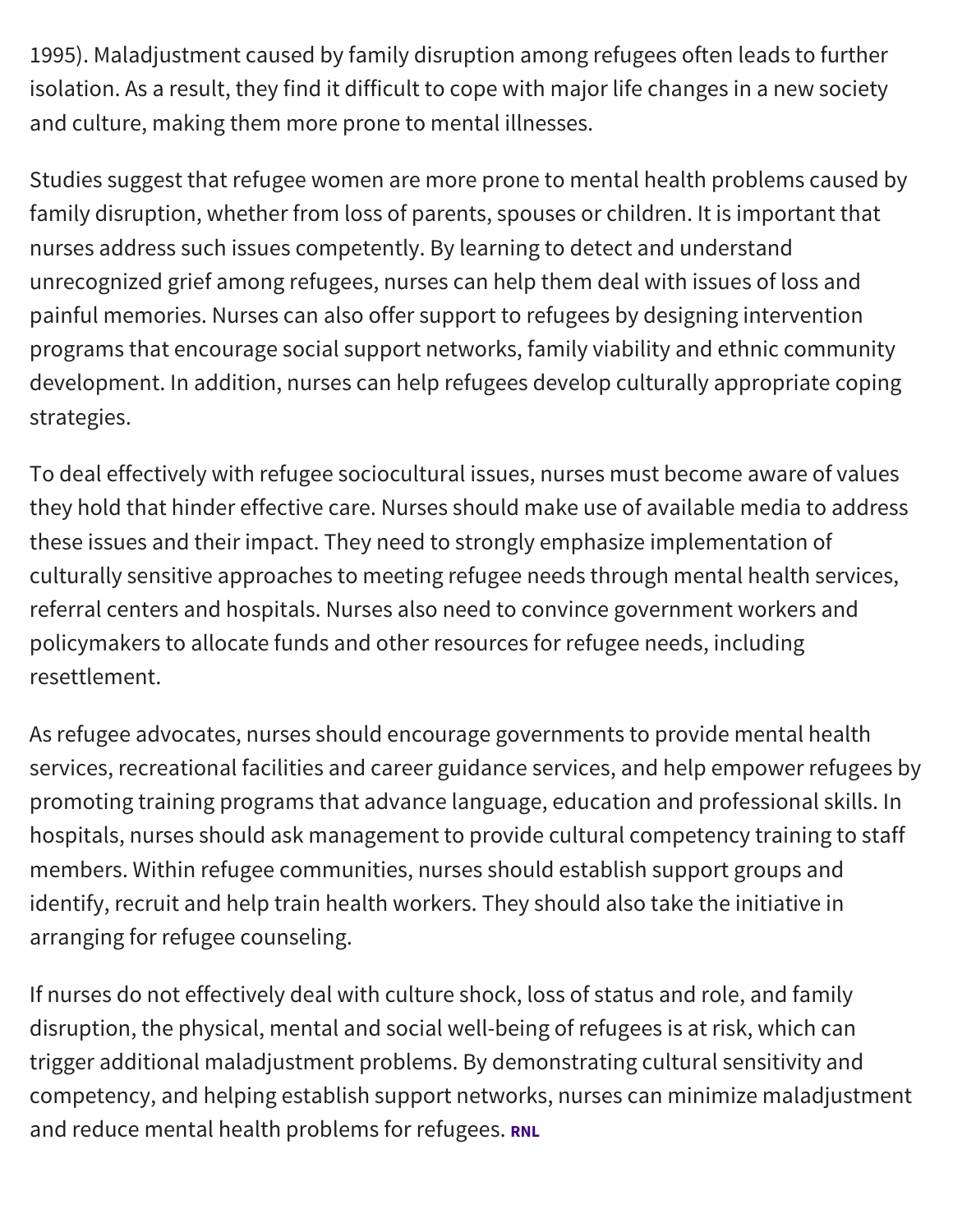1995). Maladjustment caused by family disruption among refugees often leads to further isolation. As a result, they find it difficult to cope with major life changes in a new society and culture, making them more prone to mental illnesses.

Studies suggest that refugee women are more prone to mental health problems caused by family disruption, whether from loss of parents, spouses or children. It is important that nurses address such issues competently. By learning to detect and understand unrecognized grief among refugees, nurses can help them deal with issues of loss and painful memories. Nurses can also offer support to refugees by designing intervention programs that encourage social support networks, family viability and ethnic community development. In addition, nurses can help refugees develop culturally appropriate coping strategies.

To deal effectively with refugee sociocultural issues, nurses must become aware of values they hold that hinder effective care. Nurses should make use of available media to address these issues and their impact. They need to strongly emphasize implementation of culturally sensitive approaches to meeting refugee needs through mental health services, referral centers and hospitals. Nurses also need to convince government workers and policymakers to allocate funds and other resources for refugee needs, including resettlement.

As refugee advocates, nurses should encourage governments to provide mental health services, recreational facilities and career guidance services, and help empower refugees by promoting training programs that advance language, education and professional skills. In hospitals, nurses should ask management to provide cultural competency training to staff members. Within refugee communities, nurses should establish support groups and identify, recruit and help train health workers. They should also take the initiative in arranging for refugee counseling.

If nurses do not effectively deal with culture shock, loss of status and role, and family disruption, the physical, mental and social well-being of refugees is at risk, which can trigger additional maladjustment problems. By demonstrating cultural sensitivity and competency, and helping establish support networks, nurses can minimize maladjustment and reduce mental health problems for refugees. **RNL**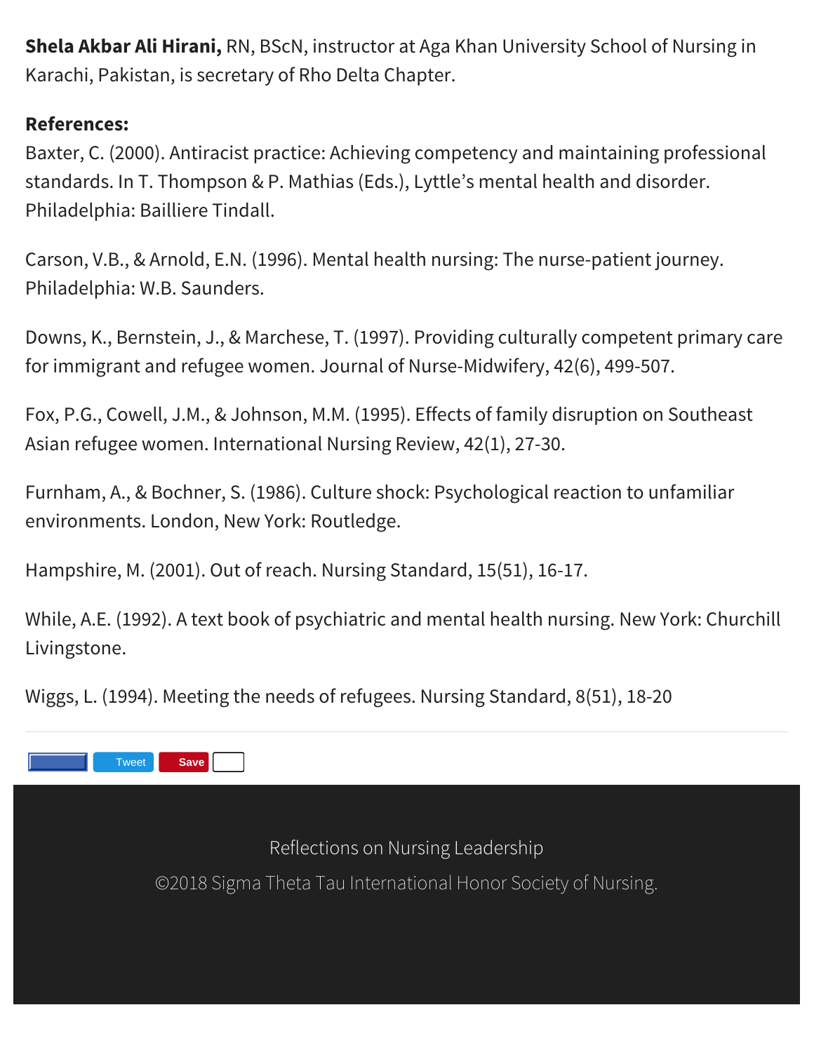**Shela Akbar Ali Hirani,** RN, BScN, instructor at Aga Khan University School of Nursing in Karachi, Pakistan, is secretary of Rho Delta Chapter.

**References:**

Baxter, C. (2000). Antiracist practice: Achieving competency and maintaining professional standards. In T. Thompson & P. Mathias (Eds.), Lyttle's mental health and disorder. Philadelphia: Bailliere Tindall.

Carson, V.B., & Arnold, E.N. (1996). Mental health nursing: The nurse-patient journey. Philadelphia: W.B. Saunders.

Downs, K., Bernstein, J., & Marchese, T. (1997). Providing culturally competent primary care for immigrant and refugee women. Journal of Nurse-Midwifery, 42(6), 499-507.

Fox, P.G., Cowell, J.M., & Johnson, M.M. (1995). Effects of family disruption on Southeast Asian refugee women. International Nursing Review, 42(1), 27-30.

Furnham, A., & Bochner, S. (1986). Culture shock: Psychological reaction to unfamiliar environments. London, New York: Routledge.

Hampshire, M. (2001). Out of reach. Nursing Standard, 15(51), 16-17.

While, A.E. (1992). A text book of psychiatric and mental health nursing. New York: Churchill Livingstone.

Wiggs, L. (1994). Meeting the needs of refugees. Nursing Standard, 8(51), 18-20

Tweet Save

Reflections on Nursing Leadership

©2018 Sigma Theta Tau International Honor Society of Nursing.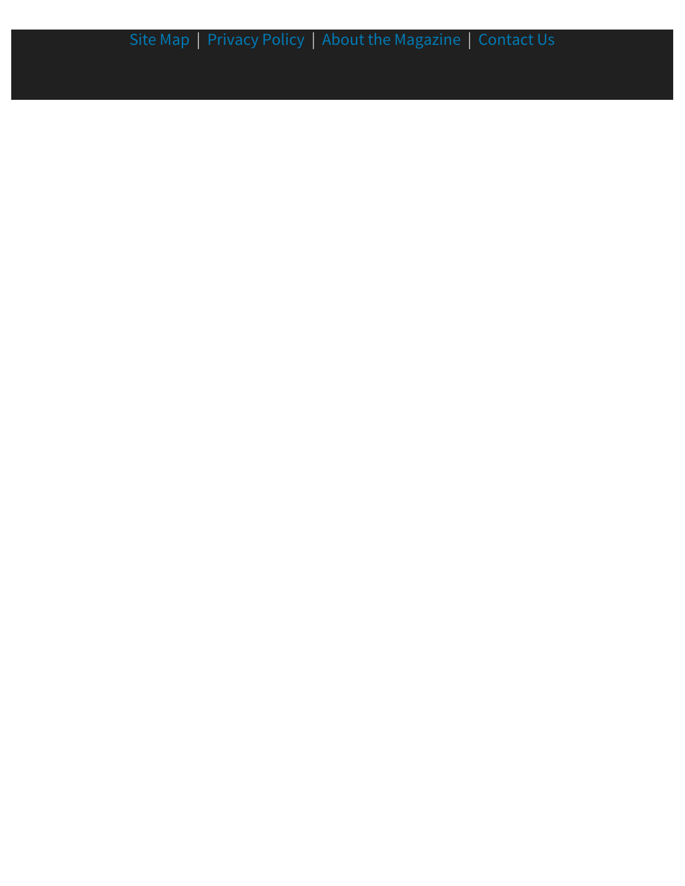Site Map | Privacy Policy | About the Magazine | Contact Us